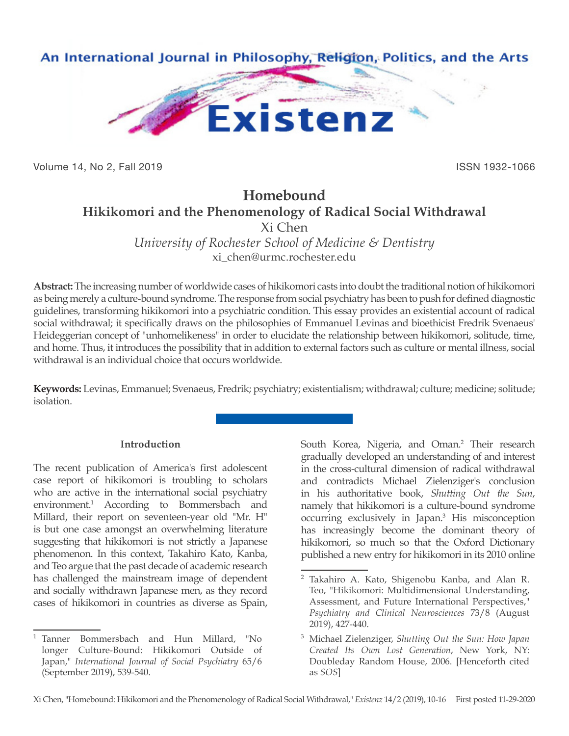# Homebound

## Hikikomori and the Phenomenology of Radical Social Withdrawal

Xi Chen

*University of Rochester School of Medicine & Dentistry*

xi_chen@urmc.rochester.edu

**Abstract:** The increasing number of worldwide cases of hikikomori casts into doubt the traditional notion of hikikomori as being merely a culture-bound syndrome. The response from social psychiatry has been to push for defined diagnostic guidelines, transforming hikikomori into a psychiatric condition. This essay provides an existential account of radical social withdrawal; it specifically draws on the philosophies of Emmanuel Levinas and bioethicist Fredrik Svenaeus' Heideggerian concept of "unhomelikeness" in order to elucidate the relationship between hikikomori, solitude, time, and home. Thus, it introduces the possibility that in addition to external factors such as culture or mental illness, social withdrawal is an individual choice that occurs worldwide.

**Keywords:** Levinas, Emmanuel; Svenaeus, Fredrik; psychiatry; existentialism; withdrawal; culture; medicine; solitude; isolation.

### Introduction

The recent publication of America's first adolescent case report of hikikomori is troubling to scholars who are active in the international social psychiatry environment.[1] According to Bommersbach and Millard, their report on seventeen-year old "Mr. H" is but one case amongst an overwhelming literature suggesting that hikikomori is not strictly a Japanese phenomenon. In this context, Takahiro Kato, Kanba, and Teo argue that the past decade of academic research has challenged the mainstream image of dependent and socially withdrawn Japanese men, as they record cases of hikikomori in countries as diverse as Spain, South Korea, Nigeria, and Oman.[2] Their research gradually developed an understanding of and interest in the cross-cultural dimension of radical withdrawal and contradicts Michael Zielenziger's conclusion in his authoritative book, *Shutting Out the Sun*, namely that hikikomori is a culture-bound syndrome occurring exclusively in Japan.[3] His misconception has increasingly become the dominant theory of hikikomori, so much so that the Oxford Dictionary published a new entry for hikikomori in its 2010 online

---

[1] Tanner Bommersbach and Hun Millard, "No longer Culture-Bound: Hikikomori Outside of Japan," *International Journal of Social Psychiatry* 65/6 (September 2019), 539-540.

[2] Takahiro A. Kato, Shigenobu Kanba, and Alan R. Teo, "Hikikomori: Multidimensional Understanding, Assessment, and Future International Perspectives," *Psychiatry and Clinical Neurosciences* 73/8 (August 2019), 427-440.

[3] Michael Zielenziger, *Shutting Out the Sun: How Japan Created Its Own Lost Generation*, New York, NY: Doubleday Random House, 2006. [Henceforth cited as *SOS*]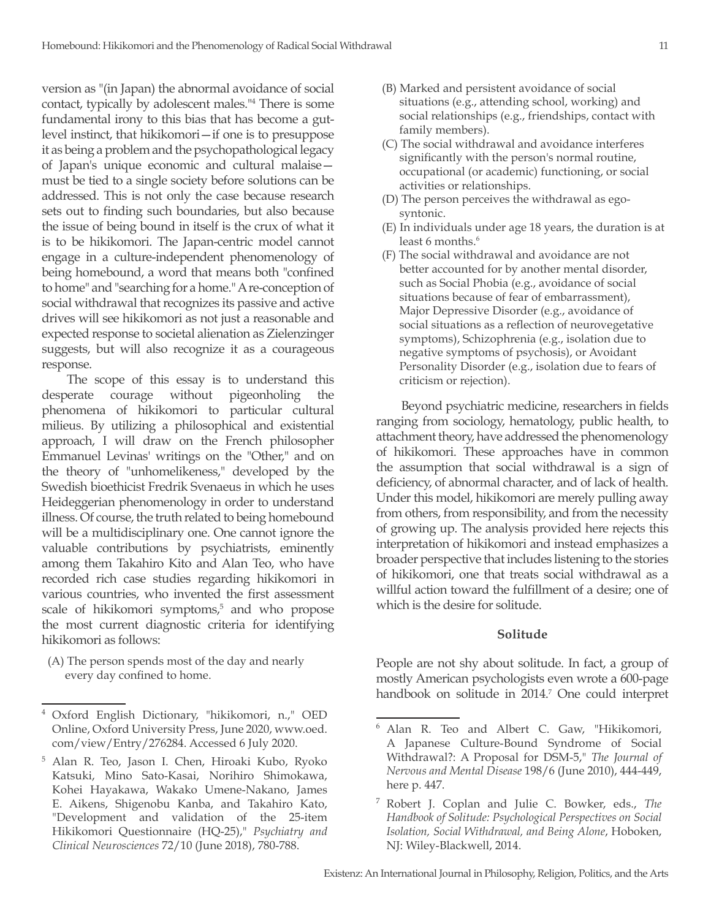version as "(in Japan) the abnormal avoidance of social contact, typically by adolescent males."[4] There is some fundamental irony to this bias that has become a gut-level instinct, that hikikomori—if one is to presuppose it as being a problem and the psychopathological legacy of Japan's unique economic and cultural malaise—must be tied to a single society before solutions can be addressed. This is not only the case because research sets out to finding such boundaries, but also because the issue of being bound in itself is the crux of what it is to be hikikomori. The Japan-centric model cannot engage in a culture-independent phenomenology of being homebound, a word that means both "confined to home" and "searching for a home." A re-conception of social withdrawal that recognizes its passive and active drives will see hikikomori as not just a reasonable and expected response to societal alienation as Zielenzinger suggests, but will also recognize it as a courageous response.

The scope of this essay is to understand this desperate courage without pigeonholing the phenomena of hikikomori to particular cultural milieus. By utilizing a philosophical and existential approach, I will draw on the French philosopher Emmanuel Levinas' writings on the "Other," and on the theory of "unhomelikeness," developed by the Swedish bioethicist Fredrik Svenaeus in which he uses Heideggerian phenomenology in order to understand illness. Of course, the truth related to being homebound will be a multidisciplinary one. One cannot ignore the valuable contributions by psychiatrists, eminently among them Takahiro Kito and Alan Teo, who have recorded rich case studies regarding hikikomori in various countries, who invented the first assessment scale of hikikomori symptoms,[5] and who propose the most current diagnostic criteria for identifying hikikomori as follows:

(A) The person spends most of the day and nearly every day confined to home.
(B) Marked and persistent avoidance of social situations (e.g., attending school, working) and social relationships (e.g., friendships, contact with family members).
(C) The social withdrawal and avoidance interferes significantly with the person's normal routine, occupational (or academic) functioning, or social activities or relationships.
(D) The person perceives the withdrawal as ego-syntonic.
(E) In individuals under age 18 years, the duration is at least 6 months.[6]
(F) The social withdrawal and avoidance are not better accounted for by another mental disorder, such as Social Phobia (e.g., avoidance of social situations because of fear of embarrassment), Major Depressive Disorder (e.g., avoidance of social situations as a reflection of neurovegetative symptoms), Schizophrenia (e.g., isolation due to negative symptoms of psychosis), or Avoidant Personality Disorder (e.g., isolation due to fears of criticism or rejection).

Beyond psychiatric medicine, researchers in fields ranging from sociology, hematology, public health, to attachment theory, have addressed the phenomenology of hikikomori. These approaches have in common the assumption that social withdrawal is a sign of deficiency, of abnormal character, and of lack of health. Under this model, hikikomori are merely pulling away from others, from responsibility, and from the necessity of growing up. The analysis provided here rejects this interpretation of hikikomori and instead emphasizes a broader perspective that includes listening to the stories of hikikomori, one that treats social withdrawal as a willful action toward the fulfillment of a desire; one of which is the desire for solitude.

### Solitude

People are not shy about solitude. In fact, a group of mostly American psychologists even wrote a 600-page handbook on solitude in 2014.[7] One could interpret

---

[4] Oxford English Dictionary, "hikikomori, n.," OED Online, Oxford University Press, June 2020, www.oed.com/view/Entry/276284. Accessed 6 July 2020.

[5] Alan R. Teo, Jason I. Chen, Hiroaki Kubo, Ryoko Katsuki, Mino Sato-Kasai, Norihiro Shimokawa, Kohei Hayakawa, Wakako Umene-Nakano, James E. Aikens, Shigenobu Kanba, and Takahiro Kato, "Development and validation of the 25-item Hikikomori Questionnaire (HQ-25)," *Psychiatry and Clinical Neurosciences* 72/10 (June 2018), 780-788.

[6] Alan R. Teo and Albert C. Gaw, "Hikikomori, A Japanese Culture-Bound Syndrome of Social Withdrawal?: A Proposal for DSM-5," *The Journal of Nervous and Mental Disease* 198/6 (June 2010), 444-449, here p. 447.

[7] Robert J. Coplan and Julie C. Bowker, eds., *The Handbook of Solitude: Psychological Perspectives on Social Isolation, Social Withdrawal, and Being Alone*, Hoboken, NJ: Wiley-Blackwell, 2014.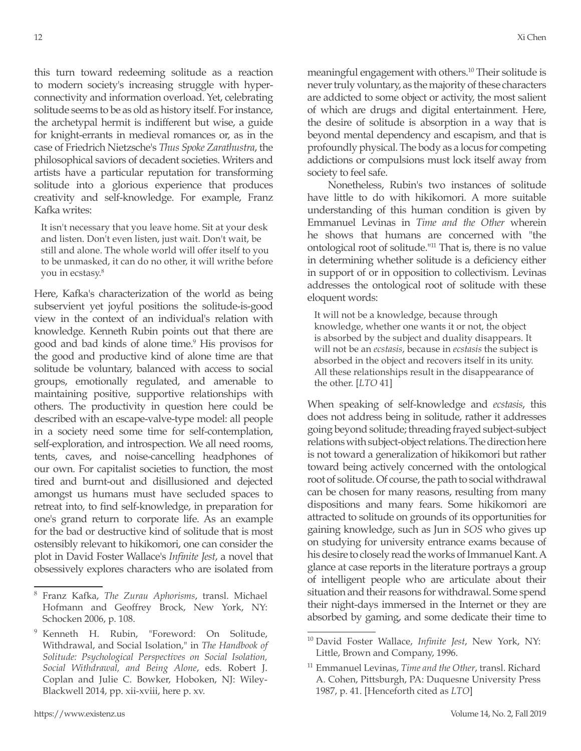this turn toward redeeming solitude as a reaction to modern society's increasing struggle with hyper-connectivity and information overload. Yet, celebrating solitude seems to be as old as history itself. For instance, the archetypal hermit is indifferent but wise, a guide for knight-errants in medieval romances or, as in the case of Friedrich Nietzsche's *Thus Spoke Zarathustra*, the philosophical saviors of decadent societies. Writers and artists have a particular reputation for transforming solitude into a glorious experience that produces creativity and self-knowledge. For example, Franz Kafka writes:

> It isn't necessary that you leave home. Sit at your desk and listen. Don't even listen, just wait. Don't wait, be still and alone. The whole world will offer itself to you to be unmasked, it can do no other, it will writhe before you in ecstasy.[8]

Here, Kafka's characterization of the world as being subservient yet joyful positions the solitude-is-good view in the context of an individual's relation with knowledge. Kenneth Rubin points out that there are good and bad kinds of alone time.[9] His provisos for the good and productive kind of alone time are that solitude be voluntary, balanced with access to social groups, emotionally regulated, and amenable to maintaining positive, supportive relationships with others. The productivity in question here could be described with an escape-valve-type model: all people in a society need some time for self-contemplation, self-exploration, and introspection. We all need rooms, tents, caves, and noise-cancelling headphones of our own. For capitalist societies to function, the most tired and burnt-out and disillusioned and dejected amongst us humans must have secluded spaces to retreat into, to find self-knowledge, in preparation for one's grand return to corporate life. As an example for the bad or destructive kind of solitude that is most ostensibly relevant to hikikomori, one can consider the plot in David Foster Wallace's *Infinite Jest*, a novel that obsessively explores characters who are isolated from meaningful engagement with others.[10] Their solitude is never truly voluntary, as the majority of these characters are addicted to some object or activity, the most salient of which are drugs and digital entertainment. Here, the desire of solitude is absorption in a way that is beyond mental dependency and escapism, and that is profoundly physical. The body as a locus for competing addictions or compulsions must lock itself away from society to feel safe.

Nonetheless, Rubin's two instances of solitude have little to do with hikikomori. A more suitable understanding of this human condition is given by Emmanuel Levinas in *Time and the Other* wherein he shows that humans are concerned with "the ontological root of solitude."[11] That is, there is no value in determining whether solitude is a deficiency either in support of or in opposition to collectivism. Levinas addresses the ontological root of solitude with these eloquent words:

> It will not be a knowledge, because through knowledge, whether one wants it or not, the object is absorbed by the subject and duality disappears. It will not be an *ecstasis*, because in *ecstasis* the subject is absorbed in the object and recovers itself in its unity. All these relationships result in the disappearance of the other. [*LTO* 41]

When speaking of self-knowledge and *ecstasis*, this does not address being in solitude, rather it addresses going beyond solitude; threading frayed subject-subject relations with subject-object relations. The direction here is not toward a generalization of hikikomori but rather toward being actively concerned with the ontological root of solitude. Of course, the path to social withdrawal can be chosen for many reasons, resulting from many dispositions and many fears. Some hikikomori are attracted to solitude on grounds of its opportunities for gaining knowledge, such as Jun in *SOS* who gives up on studying for university entrance exams because of his desire to closely read the works of Immanuel Kant. A glance at case reports in the literature portrays a group of intelligent people who are articulate about their situation and their reasons for withdrawal. Some spend their night-days immersed in the Internet or they are absorbed by gaming, and some dedicate their time to

---

[8] Franz Kafka, *The Zurau Aphorisms*, transl. Michael Hofmann and Geoffrey Brock, New York, NY: Schocken 2006, p. 108.

[9] Kenneth H. Rubin, "Foreword: On Solitude, Withdrawal, and Social Isolation," in *The Handbook of Solitude: Psychological Perspectives on Social Isolation, Social Withdrawal, and Being Alone*, eds. Robert J. Coplan and Julie C. Bowker, Hoboken, NJ: Wiley-Blackwell 2014, pp. xii-xviii, here p. xv.

[10] David Foster Wallace, *Infinite Jest*, New York, NY: Little, Brown and Company, 1996.

[11] Emmanuel Levinas, *Time and the Other*, transl. Richard A. Cohen, Pittsburgh, PA: Duquesne University Press 1987, p. 41. [Henceforth cited as *LTO*]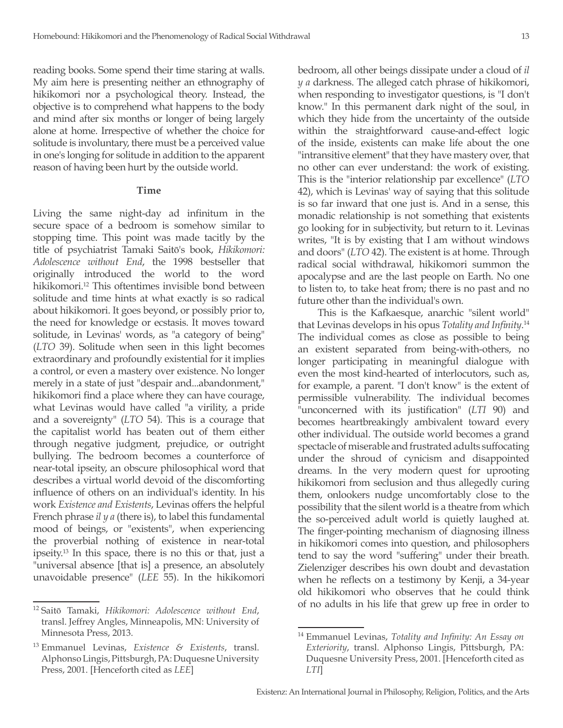reading books. Some spend their time staring at walls. My aim here is presenting neither an ethnography of hikikomori nor a psychological theory. Instead, the objective is to comprehend what happens to the body and mind after six months or longer of being largely alone at home. Irrespective of whether the choice for solitude is involuntary, there must be a perceived value in one's longing for solitude in addition to the apparent reason of having been hurt by the outside world.

### Time

Living the same night-day ad infinitum in the secure space of a bedroom is somehow similar to stopping time. This point was made tacitly by the title of psychiatrist Tamaki Saitō's book, *Hikikomori: Adolescence without End*, the 1998 bestseller that originally introduced the world to the word hikikomori.[12] This oftentimes invisible bond between solitude and time hints at what exactly is so radical about hikikomori. It goes beyond, or possibly prior to, the need for knowledge or ecstasis. It moves toward solitude, in Levinas' words, as "a category of being" (*LTO* 39). Solitude when seen in this light becomes extraordinary and profoundly existential for it implies a control, or even a mastery over existence. No longer merely in a state of just "despair and...abandonment," hikikomori find a place where they can have courage, what Levinas would have called "a virility, a pride and a sovereignty" (*LTO* 54). This is a courage that the capitalist world has beaten out of them either through negative judgment, prejudice, or outright bullying. The bedroom becomes a counterforce of near-total ipseity, an obscure philosophical word that describes a virtual world devoid of the discomforting influence of others on an individual's identity. In his work *Existence and Existents*, Levinas offers the helpful French phrase *il y a* (there is), to label this fundamental mood of beings, or "existents", when experiencing the proverbial nothing of existence in near-total ipseity.[13] In this space, there is no this or that, just a "universal absence [that is] a presence, an absolutely unavoidable presence" (*LEE* 55). In the hikikomori bedroom, all other beings dissipate under a cloud of *il y a* darkness. The alleged catch phrase of hikikomori, when responding to investigator questions, is "I don't know." In this permanent dark night of the soul, in which they hide from the uncertainty of the outside within the straightforward cause-and-effect logic of the inside, existents can make life about the one "intransitive element" that they have mastery over, that no other can ever understand: the work of existing. This is the "interior relationship par excellence" (*LTO* 42), which is Levinas' way of saying that this solitude is so far inward that one just is. And in a sense, this monadic relationship is not something that existents go looking for in subjectivity, but return to it. Levinas writes, "It is by existing that I am without windows and doors" (*LTO* 42). The existent is at home. Through radical social withdrawal, hikikomori summon the apocalypse and are the last people on Earth. No one to listen to, to take heat from; there is no past and no future other than the individual's own.

This is the Kafkaesque, anarchic "silent world" that Levinas develops in his opus *Totality and Infinity*.[14] The individual comes as close as possible to being an existent separated from being-with-others, no longer participating in meaningful dialogue with even the most kind-hearted of interlocutors, such as, for example, a parent. "I don't know" is the extent of permissible vulnerability. The individual becomes "unconcerned with its justification" (*LTI* 90) and becomes heartbreakingly ambivalent toward every other individual. The outside world becomes a grand spectacle of miserable and frustrated adults suffocating under the shroud of cynicism and disappointed dreams. In the very modern quest for uprooting hikikomori from seclusion and thus allegedly curing them, onlookers nudge uncomfortably close to the possibility that the silent world is a theatre from which the so-perceived adult world is quietly laughed at. The finger-pointing mechanism of diagnosing illness in hikikomori comes into question, and philosophers tend to say the word "suffering" under their breath. Zielenziger describes his own doubt and devastation when he reflects on a testimony by Kenji, a 34-year old hikikomori who observes that he could think of no adults in his life that grew up free in order to

---

[12] Saitō Tamaki, *Hikikomori: Adolescence without End*, transl. Jeffrey Angles, Minneapolis, MN: University of Minnesota Press, 2013.

[13] Emmanuel Levinas, *Existence & Existents*, transl. Alphonso Lingis, Pittsburgh, PA: Duquesne University Press, 2001. [Henceforth cited as *LEE*]

[14] Emmanuel Levinas, *Totality and Infinity: An Essay on Exteriority*, transl. Alphonso Lingis, Pittsburgh, PA: Duquesne University Press, 2001. [Henceforth cited as *LTI*]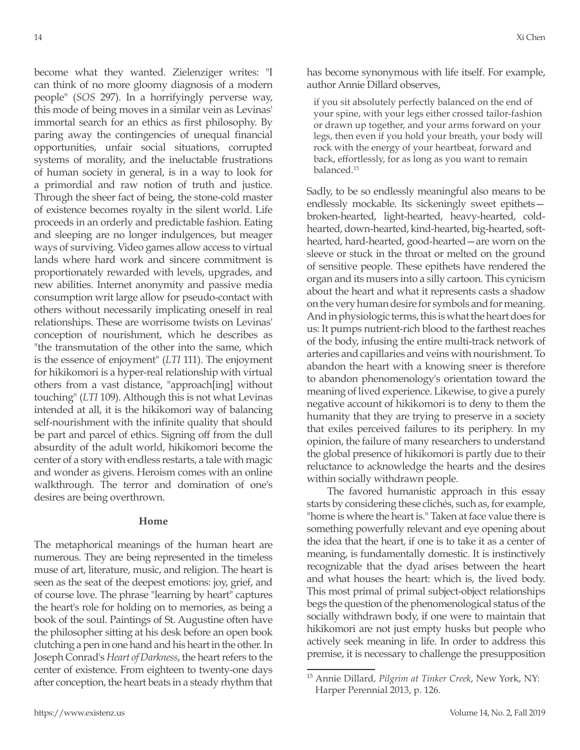become what they wanted. Zielenziger writes: "I can think of no more gloomy diagnosis of a modern people" (*SOS* 297). In a horrifyingly perverse way, this mode of being moves in a similar vein as Levinas' immortal search for an ethics as first philosophy. By paring away the contingencies of unequal financial opportunities, unfair social situations, corrupted systems of morality, and the ineluctable frustrations of human society in general, is in a way to look for a primordial and raw notion of truth and justice. Through the sheer fact of being, the stone-cold master of existence becomes royalty in the silent world. Life proceeds in an orderly and predictable fashion. Eating and sleeping are no longer indulgences, but meager ways of surviving. Video games allow access to virtual lands where hard work and sincere commitment is proportionately rewarded with levels, upgrades, and new abilities. Internet anonymity and passive media consumption writ large allow for pseudo-contact with others without necessarily implicating oneself in real relationships. These are worrisome twists on Levinas' conception of nourishment, which he describes as "the transmutation of the other into the same, which is the essence of enjoyment" (*LTI* 111). The enjoyment for hikikomori is a hyper-real relationship with virtual others from a vast distance, "approach[ing] without touching" (*LTI* 109). Although this is not what Levinas intended at all, it is the hikikomori way of balancing self-nourishment with the infinite quality that should be part and parcel of ethics. Signing off from the dull absurdity of the adult world, hikikomori become the center of a story with endless restarts, a tale with magic and wonder as givens. Heroism comes with an online walkthrough. The terror and domination of one's desires are being overthrown.

### Home

The metaphorical meanings of the human heart are numerous. They are being represented in the timeless muse of art, literature, music, and religion. The heart is seen as the seat of the deepest emotions: joy, grief, and of course love. The phrase "learning by heart" captures the heart's role for holding on to memories, as being a book of the soul. Paintings of St. Augustine often have the philosopher sitting at his desk before an open book clutching a pen in one hand and his heart in the other. In Joseph Conrad's *Heart of Darkness*, the heart refers to the center of existence. From eighteen to twenty-one days after conception, the heart beats in a steady rhythm that has become synonymous with life itself. For example, author Annie Dillard observes,

> if you sit absolutely perfectly balanced on the end of your spine, with your legs either crossed tailor-fashion or drawn up together, and your arms forward on your legs, then even if you hold your breath, your body will rock with the energy of your heartbeat, forward and back, effortlessly, for as long as you want to remain balanced.[15]

Sadly, to be so endlessly meaningful also means to be endlessly mockable. Its sickeningly sweet epithets—broken-hearted, light-hearted, heavy-hearted, cold-hearted, down-hearted, kind-hearted, big-hearted, soft-hearted, hard-hearted, good-hearted—are worn on the sleeve or stuck in the throat or melted on the ground of sensitive people. These epithets have rendered the organ and its musers into a silly cartoon. This cynicism about the heart and what it represents casts a shadow on the very human desire for symbols and for meaning. And in physiologic terms, this is what the heart does for us: It pumps nutrient-rich blood to the farthest reaches of the body, infusing the entire multi-track network of arteries and capillaries and veins with nourishment. To abandon the heart with a knowing sneer is therefore to abandon phenomenology's orientation toward the meaning of lived experience. Likewise, to give a purely negative account of hikikomori is to deny to them the humanity that they are trying to preserve in a society that exiles perceived failures to its periphery. In my opinion, the failure of many researchers to understand the global presence of hikikomori is partly due to their reluctance to acknowledge the hearts and the desires within socially withdrawn people.

The favored humanistic approach in this essay starts by considering these clichés, such as, for example, "home is where the heart is." Taken at face value there is something powerfully relevant and eye opening about the idea that the heart, if one is to take it as a center of meaning, is fundamentally domestic. It is instinctively recognizable that the dyad arises between the heart and what houses the heart: which is, the lived body. This most primal of primal subject-object relationships begs the question of the phenomenological status of the socially withdrawn body, if one were to maintain that hikikomori are not just empty husks but people who actively seek meaning in life. In order to address this premise, it is necessary to challenge the presupposition

---

[15] Annie Dillard, *Pilgrim at Tinker Creek*, New York, NY: Harper Perennial 2013, p. 126.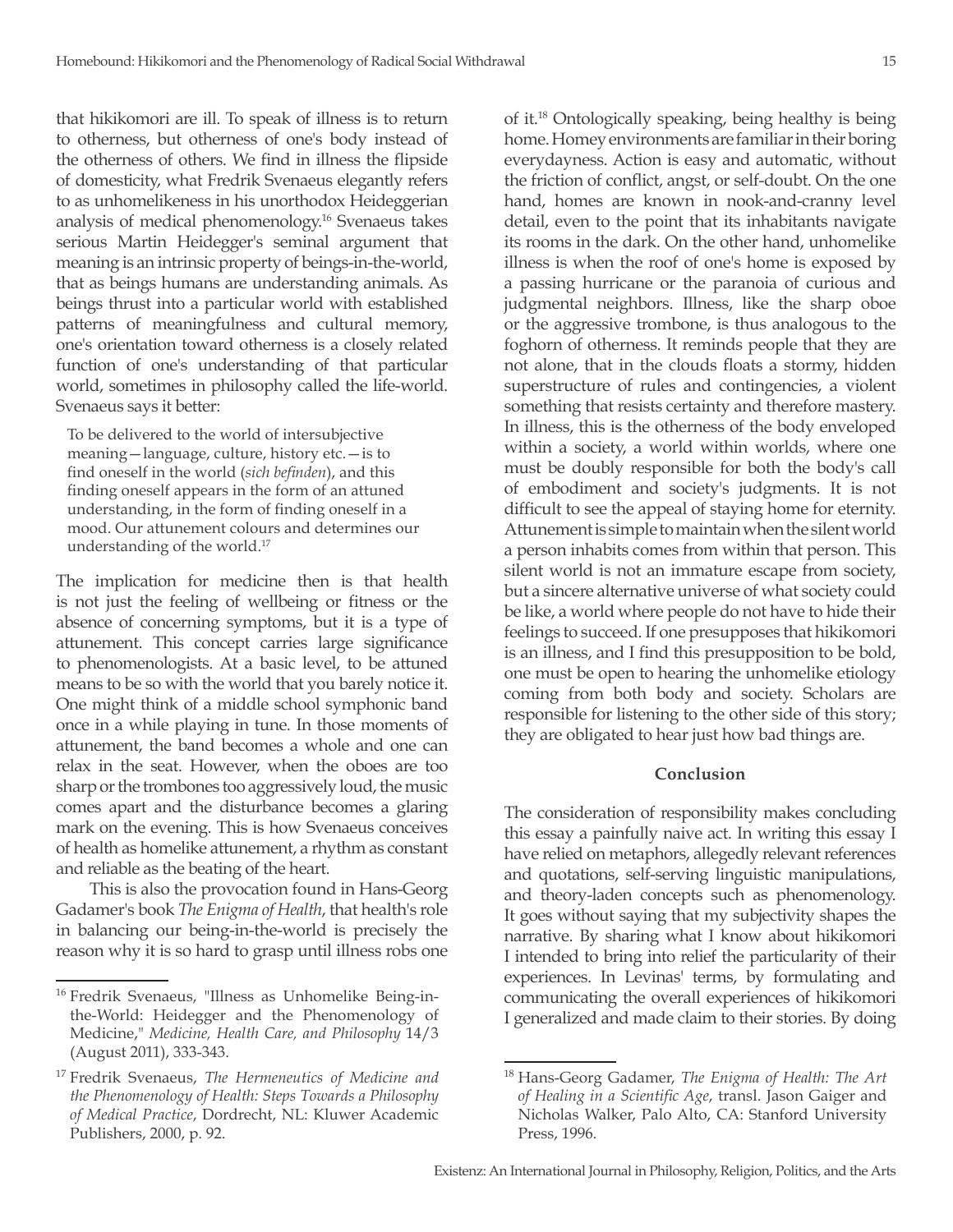that hikikomori are ill. To speak of illness is to return to otherness, but otherness of one's body instead of the otherness of others. We find in illness the flipside of domesticity, what Fredrik Svenaeus elegantly refers to as unhomelikeness in his unorthodox Heideggerian analysis of medical phenomenology.[16] Svenaeus takes serious Martin Heidegger's seminal argument that meaning is an intrinsic property of beings-in-the-world, that as beings humans are understanding animals. As beings thrust into a particular world with established patterns of meaningfulness and cultural memory, one's orientation toward otherness is a closely related function of one's understanding of that particular world, sometimes in philosophy called the life-world. Svenaeus says it better:

> To be delivered to the world of intersubjective meaning—language, culture, history etc.—is to find oneself in the world (*sich befinden*), and this finding oneself appears in the form of an attuned understanding, in the form of finding oneself in a mood. Our attunement colours and determines our understanding of the world.[17]

The implication for medicine then is that health is not just the feeling of wellbeing or fitness or the absence of concerning symptoms, but it is a type of attunement. This concept carries large significance to phenomenologists. At a basic level, to be attuned means to be so with the world that you barely notice it. One might think of a middle school symphonic band once in a while playing in tune. In those moments of attunement, the band becomes a whole and one can relax in the seat. However, when the oboes are too sharp or the trombones too aggressively loud, the music comes apart and the disturbance becomes a glaring mark on the evening. This is how Svenaeus conceives of health as homelike attunement, a rhythm as constant and reliable as the beating of the heart.

This is also the provocation found in Hans-Georg Gadamer's book *The Enigma of Health*, that health's role in balancing our being-in-the-world is precisely the reason why it is so hard to grasp until illness robs one of it.[18] Ontologically speaking, being healthy is being home. Homey environments are familiar in their boring everydayness. Action is easy and automatic, without the friction of conflict, angst, or self-doubt. On the one hand, homes are known in nook-and-cranny level detail, even to the point that its inhabitants navigate its rooms in the dark. On the other hand, unhomelike illness is when the roof of one's home is exposed by a passing hurricane or the paranoia of curious and judgmental neighbors. Illness, like the sharp oboe or the aggressive trombone, is thus analogous to the foghorn of otherness. It reminds people that they are not alone, that in the clouds floats a stormy, hidden superstructure of rules and contingencies, a violent something that resists certainty and therefore mastery. In illness, this is the otherness of the body enveloped within a society, a world within worlds, where one must be doubly responsible for both the body's call of embodiment and society's judgments. It is not difficult to see the appeal of staying home for eternity. Attunement is simple to maintain when the silent world a person inhabits comes from within that person. This silent world is not an immature escape from society, but a sincere alternative universe of what society could be like, a world where people do not have to hide their feelings to succeed. If one presupposes that hikikomori is an illness, and I find this presupposition to be bold, one must be open to hearing the unhomelike etiology coming from both body and society. Scholars are responsible for listening to the other side of this story; they are obligated to hear just how bad things are.

## Conclusion

The consideration of responsibility makes concluding this essay a painfully naive act. In writing this essay I have relied on metaphors, allegedly relevant references and quotations, self-serving linguistic manipulations, and theory-laden concepts such as phenomenology. It goes without saying that my subjectivity shapes the narrative. By sharing what I know about hikikomori I intended to bring into relief the particularity of their experiences. In Levinas' terms, by formulating and communicating the overall experiences of hikikomori I generalized and made claim to their stories. By doing

---

[16] Fredrik Svenaeus, "Illness as Unhomelike Being-in-the-World: Heidegger and the Phenomenology of Medicine," *Medicine, Health Care, and Philosophy* 14/3 (August 2011), 333-343.

[17] Fredrik Svenaeus, *The Hermeneutics of Medicine and the Phenomenology of Health: Steps Towards a Philosophy of Medical Practice*, Dordrecht, NL: Kluwer Academic Publishers, 2000, p. 92.

[18] Hans-Georg Gadamer, *The Enigma of Health: The Art of Healing in a Scientific Age*, transl. Jason Gaiger and Nicholas Walker, Palo Alto, CA: Stanford University Press, 1996.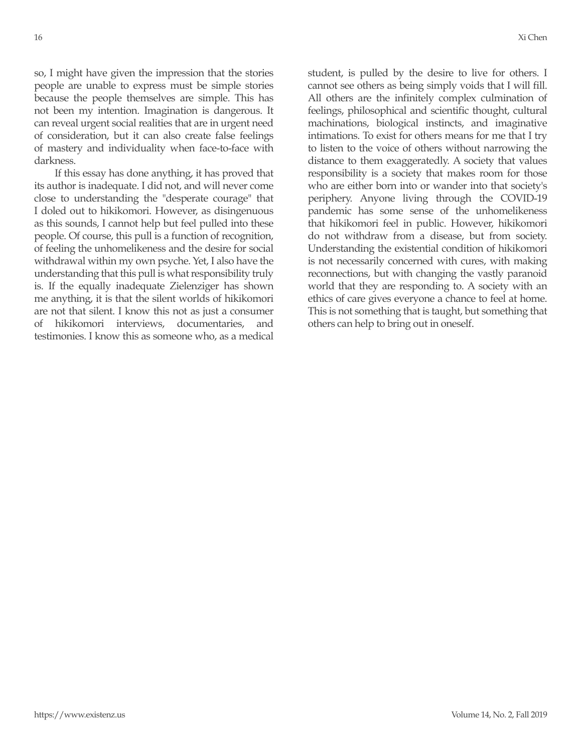so, I might have given the impression that the stories people are unable to express must be simple stories because the people themselves are simple. This has not been my intention. Imagination is dangerous. It can reveal urgent social realities that are in urgent need of consideration, but it can also create false feelings of mastery and individuality when face-to-face with darkness.

If this essay has done anything, it has proved that its author is inadequate. I did not, and will never come close to understanding the "desperate courage" that I doled out to hikikomori. However, as disingenuous as this sounds, I cannot help but feel pulled into these people. Of course, this pull is a function of recognition, of feeling the unhomelikeness and the desire for social withdrawal within my own psyche. Yet, I also have the understanding that this pull is what responsibility truly is. If the equally inadequate Zielenziger has shown me anything, it is that the silent worlds of hikikomori are not that silent. I know this not as just a consumer of hikikomori interviews, documentaries, and testimonies. I know this as someone who, as a medical student, is pulled by the desire to live for others. I cannot see others as being simply voids that I will fill. All others are the infinitely complex culmination of feelings, philosophical and scientific thought, cultural machinations, biological instincts, and imaginative intimations. To exist for others means for me that I try to listen to the voice of others without narrowing the distance to them exaggeratedly. A society that values responsibility is a society that makes room for those who are either born into or wander into that society's periphery. Anyone living through the COVID-19 pandemic has some sense of the unhomelikeness that hikikomori feel in public. However, hikikomori do not withdraw from a disease, but from society. Understanding the existential condition of hikikomori is not necessarily concerned with cures, with making reconnections, but with changing the vastly paranoid world that they are responding to. A society with an ethics of care gives everyone a chance to feel at home. This is not something that is taught, but something that others can help to bring out in oneself.